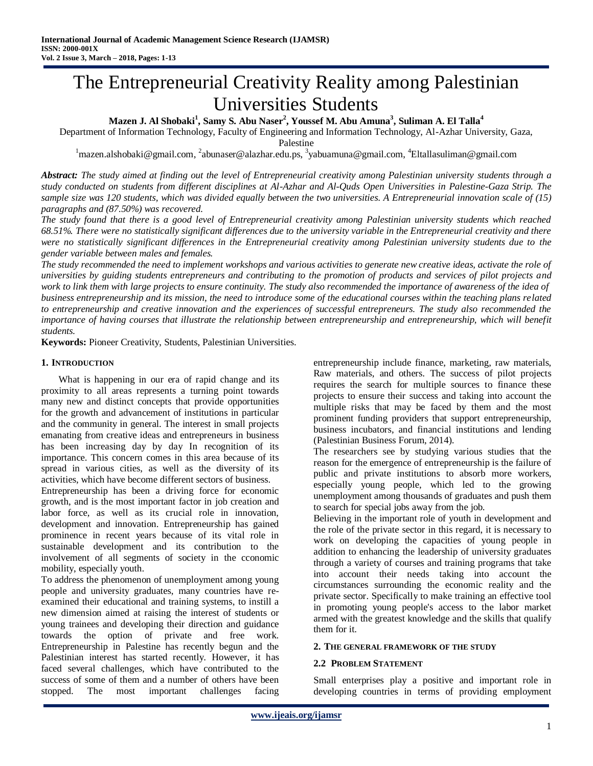# The Entrepreneurial Creativity Reality among Palestinian Universities Students

**Mazen J. Al Shobaki[1], Samy S. Abu Naser[2], Youssef M. Abu Amuna[3], Suliman A. El Talla[4]**

Department of Information Technology, Faculty of Engineering and Information Technology, Al-Azhar University, Gaza, Palestine

[1]mazen.alshobaki@gmail.com, [2]abunaser@alazhar.edu.ps, [3]yabuamuna@gmail.com, [4]Eltallasuliman@gmail.com

***Abstract:*** *The study aimed at finding out the level of Entrepreneurial creativity among Palestinian university students through a study conducted on students from different disciplines at Al-Azhar and Al-Quds Open Universities in Palestine-Gaza Strip. The sample size was 120 students, which was divided equally between the two universities. A Entrepreneurial innovation scale of (15) paragraphs and (87.50%) was recovered.*

*The study found that there is a good level of Entrepreneurial creativity among Palestinian university students which reached 68.51%. There were no statistically significant differences due to the university variable in the Entrepreneurial creativity and there were no statistically significant differences in the Entrepreneurial creativity among Palestinian university students due to the gender variable between males and females.*

*The study recommended the need to implement workshops and various activities to generate new creative ideas, activate the role of universities by guiding students entrepreneurs and contributing to the promotion of products and services of pilot projects and work to link them with large projects to ensure continuity. The study also recommended the importance of awareness of the idea of business entrepreneurship and its mission, the need to introduce some of the educational courses within the teaching plans related to entrepreneurship and creative innovation and the experiences of successful entrepreneurs. The study also recommended the importance of having courses that illustrate the relationship between entrepreneurship and entrepreneurship, which will benefit students.*

**Keywords:** Pioneer Creativity, Students, Palestinian Universities.

## 1. Introduction

What is happening in our era of rapid change and its proximity to all areas represents a turning point towards many new and distinct concepts that provide opportunities for the growth and advancement of institutions in particular and the community in general. The interest in small projects emanating from creative ideas and entrepreneurs in business has been increasing day by day In recognition of its importance. This concern comes in this area because of its spread in various cities, as well as the diversity of its activities, which have become different sectors of business.

Entrepreneurship has been a driving force for economic growth, and is the most important factor in job creation and labor force, as well as its crucial role in innovation, development and innovation. Entrepreneurship has gained prominence in recent years because of its vital role in sustainable development and its contribution to the involvement of all segments of society in the cconomic mobility, especially youth.

To address the phenomenon of unemployment among young people and university graduates, many countries have re-examined their educational and training systems, to instill a new dimension aimed at raising the interest of students or young trainees and developing their direction and guidance towards the option of private and free work. Entrepreneurship in Palestine has recently begun and the Palestinian interest has started recently. However, it has faced several challenges, which have contributed to the success of some of them and a number of others have been stopped. The most important challenges facing entrepreneurship include finance, marketing, raw materials, Raw materials, and others. The success of pilot projects requires the search for multiple sources to finance these projects to ensure their success and taking into account the multiple risks that may be faced by them and the most prominent funding providers that support entrepreneurship, business incubators, and financial institutions and lending (Palestinian Business Forum, 2014).

The researchers see by studying various studies that the reason for the emergence of entrepreneurship is the failure of public and private institutions to absorb more workers, especially young people, which led to the growing unemployment among thousands of graduates and push them to search for special jobs away from the job.

Believing in the important role of youth in development and the role of the private sector in this regard, it is necessary to work on developing the capacities of young people in addition to enhancing the leadership of university graduates through a variety of courses and training programs that take into account their needs taking into account the circumstances surrounding the economic reality and the private sector. Specifically to make training an effective tool in promoting young people's access to the labor market armed with the greatest knowledge and the skills that qualify them for it.

## 2. The general framework of the study

### 2.2 Problem Statement

Small enterprises play a positive and important role in developing countries in terms of providing employment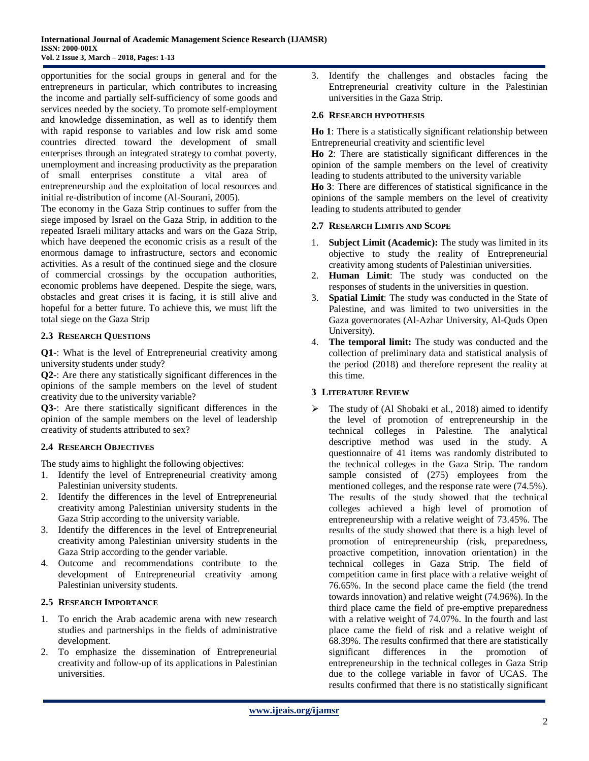opportunities for the social groups in general and for the entrepreneurs in particular, which contributes to increasing the income and partially self-sufficiency of some goods and services needed by the society. To promote self-employment and knowledge dissemination, as well as to identify them with rapid response to variables and low risk amd some countries directed toward the development of small enterprises through an integrated strategy to combat poverty, unemployment and increasing productivity as the preparation of small enterprises constitute a vital area of entrepreneurship and the exploitation of local resources and initial re-distribution of income (Al-Sourani, 2005).

The economy in the Gaza Strip continues to suffer from the siege imposed by Israel on the Gaza Strip, in addition to the repeated Israeli military attacks and wars on the Gaza Strip, which have deepened the economic crisis as a result of the enormous damage to infrastructure, sectors and economic activities. As a result of the continued siege and the closure of commercial crossings by the occupation authorities, economic problems have deepened. Despite the siege, wars, obstacles and great crises it is facing, it is still alive and hopeful for a better future. To achieve this, we must lift the total siege on the Gaza Strip

### 2.3 Research Questions

**Q1-**: What is the level of Entrepreneurial creativity among university students under study?

**Q2-**: Are there any statistically significant differences in the opinions of the sample members on the level of student creativity due to the university variable?

**Q3-**: Are there statistically significant differences in the opinion of the sample members on the level of leadership creativity of students attributed to sex?

### 2.4 Research Objectives

The study aims to highlight the following objectives:

1. Identify the level of Entrepreneurial creativity among Palestinian university students.
2. Identify the differences in the level of Entrepreneurial creativity among Palestinian university students in the Gaza Strip according to the university variable.
3. Identify the differences in the level of Entrepreneurial creativity among Palestinian university students in the Gaza Strip according to the gender variable.
4. Outcome and recommendations contribute to the development of Entrepreneurial creativity among Palestinian university students.

### 2.5 Research Importance

1. To enrich the Arab academic arena with new research studies and partnerships in the fields of administrative development.
2. To emphasize the dissemination of Entrepreneurial creativity and follow-up of its applications in Palestinian universities.
3. Identify the challenges and obstacles facing the Entrepreneurial creativity culture in the Palestinian universities in the Gaza Strip.

### 2.6 Research hypothesis

**Ho 1**: There is a statistically significant relationship between Entrepreneurial creativity and scientific level

**Ho 2**: There are statistically significant differences in the opinion of the sample members on the level of creativity leading to students attributed to the university variable

**Ho 3**: There are differences of statistical significance in the opinions of the sample members on the level of creativity leading to students attributed to gender

### 2.7 Research Limits and Scope

1. **Subject Limit (Academic):** The study was limited in its objective to study the reality of Entrepreneurial creativity among students of Palestinian universities.
2. **Human Limit**: The study was conducted on the responses of students in the universities in question.
3. **Spatial Limit**: The study was conducted in the State of Palestine, and was limited to two universities in the Gaza governorates (Al-Azhar University, Al-Quds Open University).
4. **The temporal limit:** The study was conducted and the collection of preliminary data and statistical analysis of the period (2018) and therefore represent the reality at this time.

## 3 Literature Review

- The study of (Al Shobaki et al., 2018) aimed to identify the level of promotion of entrepreneurship in the technical colleges in Palestine. The analytical descriptive method was used in the study. A questionnaire of 41 items was randomly distributed to the technical colleges in the Gaza Strip. The random sample consisted of (275) employees from the mentioned colleges, and the response rate were (74.5%). The results of the study showed that the technical colleges achieved a high level of promotion of entrepreneurship with a relative weight of 73.45%. The results of the study showed that there is a high level of promotion of entrepreneurship (risk, preparedness, proactive competition, innovation orientation) in the technical colleges in Gaza Strip. The field of competition came in first place with a relative weight of 76.65%. In the second place came the field (the trend towards innovation) and relative weight (74.96%). In the third place came the field of pre-emptive preparedness with a relative weight of 74.07%. In the fourth and last place came the field of risk and a relative weight of 68.39%. The results confirmed that there are statistically significant differences in the promotion of entrepreneurship in the technical colleges in Gaza Strip due to the college variable in favor of UCAS. The results confirmed that there is no statistically significant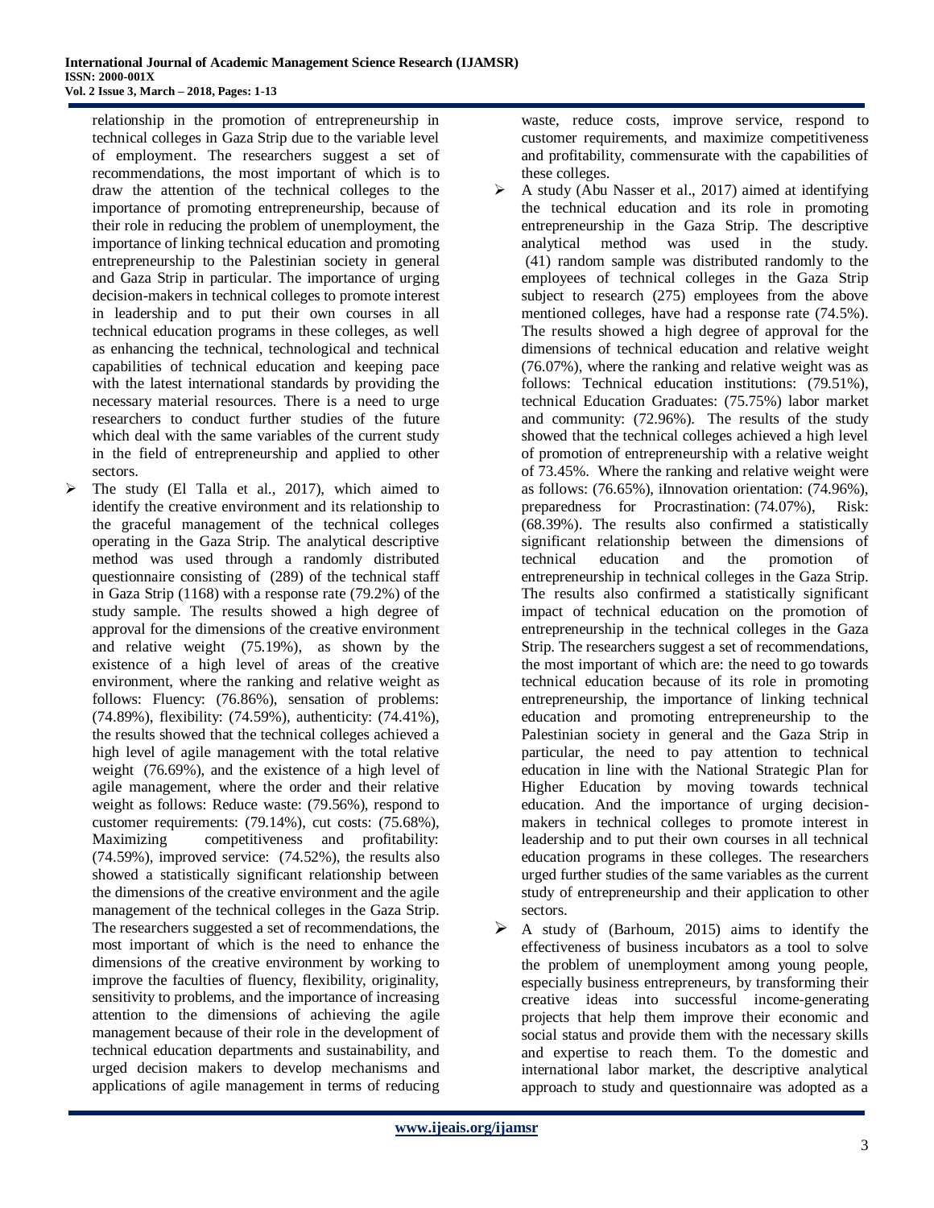relationship in the promotion of entrepreneurship in technical colleges in Gaza Strip due to the variable level of employment. The researchers suggest a set of recommendations, the most important of which is to draw the attention of the technical colleges to the importance of promoting entrepreneurship, because of their role in reducing the problem of unemployment, the importance of linking technical education and promoting entrepreneurship to the Palestinian society in general and Gaza Strip in particular. The importance of urging decision-makers in technical colleges to promote interest in leadership and to put their own courses in all technical education programs in these colleges, as well as enhancing the technical, technological and technical capabilities of technical education and keeping pace with the latest international standards by providing the necessary material resources. There is a need to urge researchers to conduct further studies of the future which deal with the same variables of the current study in the field of entrepreneurship and applied to other sectors.

- The study (El Talla et al., 2017), which aimed to identify the creative environment and its relationship to the graceful management of the technical colleges operating in the Gaza Strip. The analytical descriptive method was used through a randomly distributed questionnaire consisting of (289) of the technical staff in Gaza Strip (1168) with a response rate (79.2%) of the study sample. The results showed a high degree of approval for the dimensions of the creative environment and relative weight (75.19%), as shown by the existence of a high level of areas of the creative environment, where the ranking and relative weight as follows: Fluency: (76.86%), sensation of problems: (74.89%), flexibility: (74.59%), authenticity: (74.41%), the results showed that the technical colleges achieved a high level of agile management with the total relative weight (76.69%), and the existence of a high level of agile management, where the order and their relative weight as follows: Reduce waste: (79.56%), respond to customer requirements: (79.14%), cut costs: (75.68%), Maximizing competitiveness and profitability: (74.59%), improved service: (74.52%), the results also showed a statistically significant relationship between the dimensions of the creative environment and the agile management of the technical colleges in the Gaza Strip. The researchers suggested a set of recommendations, the most important of which is the need to enhance the dimensions of the creative environment by working to improve the faculties of fluency, flexibility, originality, sensitivity to problems, and the importance of increasing attention to the dimensions of achieving the agile management because of their role in the development of technical education departments and sustainability, and urged decision makers to develop mechanisms and applications of agile management in terms of reducing waste, reduce costs, improve service, respond to customer requirements, and maximize competitiveness and profitability, commensurate with the capabilities of these colleges.
- A study (Abu Nasser et al., 2017) aimed at identifying the technical education and its role in promoting entrepreneurship in the Gaza Strip. The descriptive analytical method was used in the study. (41) random sample was distributed randomly to the employees of technical colleges in the Gaza Strip subject to research (275) employees from the above mentioned colleges, have had a response rate (74.5%). The results showed a high degree of approval for the dimensions of technical education and relative weight (76.07%), where the ranking and relative weight was as follows: Technical education institutions: (79.51%), technical Education Graduates: (75.75%) labor market and community: (72.96%). The results of the study showed that the technical colleges achieved a high level of promotion of entrepreneurship with a relative weight of 73.45%. Where the ranking and relative weight were as follows: (76.65%), iInnovation orientation: (74.96%), preparedness for Procrastination: (74.07%), Risk: (68.39%). The results also confirmed a statistically significant relationship between the dimensions of technical education and the promotion of entrepreneurship in technical colleges in the Gaza Strip. The results also confirmed a statistically significant impact of technical education on the promotion of entrepreneurship in the technical colleges in the Gaza Strip. The researchers suggest a set of recommendations, the most important of which are: the need to go towards technical education because of its role in promoting entrepreneurship, the importance of linking technical education and promoting entrepreneurship to the Palestinian society in general and the Gaza Strip in particular, the need to pay attention to technical education in line with the National Strategic Plan for Higher Education by moving towards technical education. And the importance of urging decision-makers in technical colleges to promote interest in leadership and to put their own courses in all technical education programs in these colleges. The researchers urged further studies of the same variables as the current study of entrepreneurship and their application to other sectors.
- A study of (Barhoum, 2015) aims to identify the effectiveness of business incubators as a tool to solve the problem of unemployment among young people, especially business entrepreneurs, by transforming their creative ideas into successful income-generating projects that help them improve their economic and social status and provide them with the necessary skills and expertise to reach them. To the domestic and international labor market, the descriptive analytical approach to study and questionnaire was adopted as a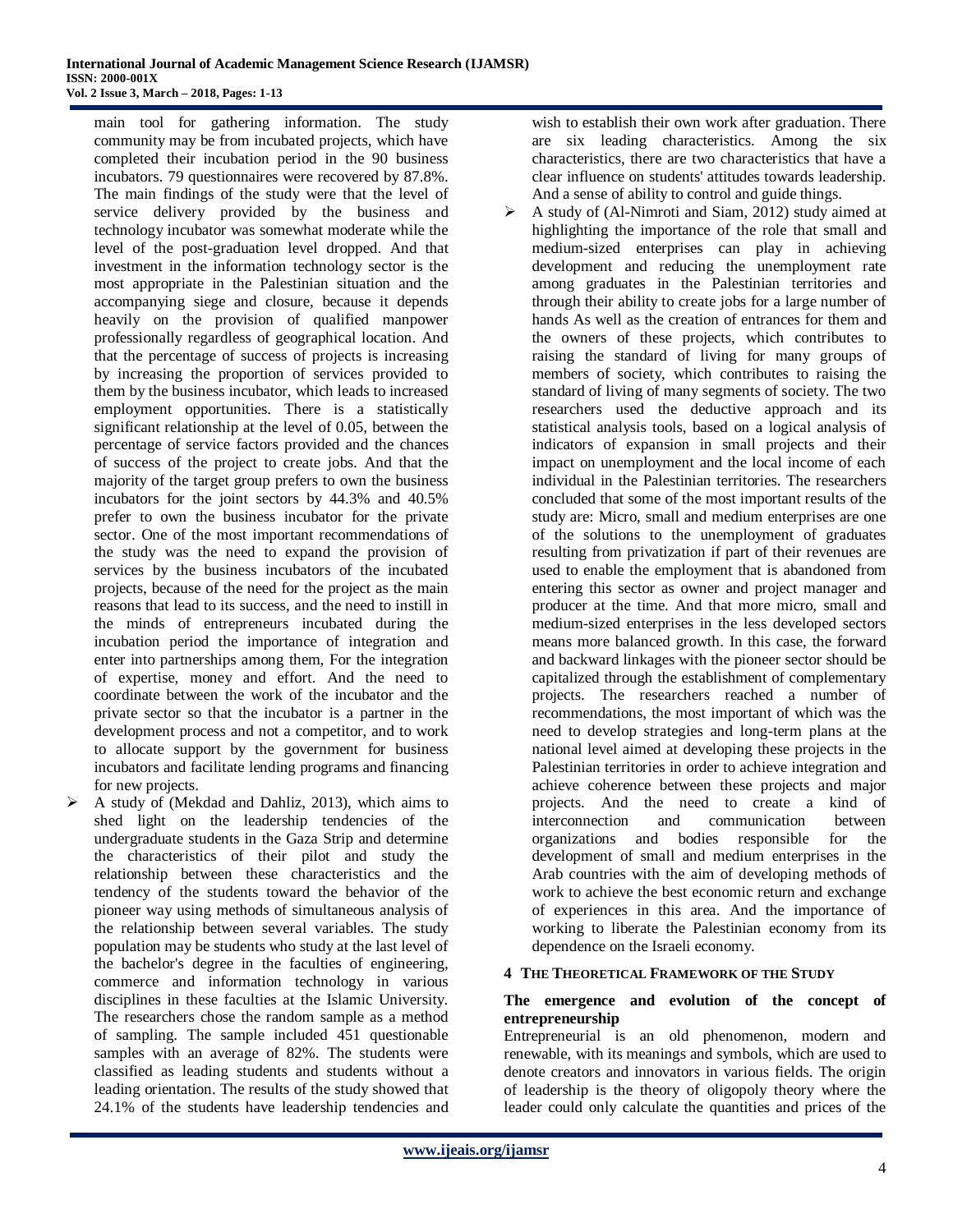main tool for gathering information. The study community may be from incubated projects, which have completed their incubation period in the 90 business incubators. 79 questionnaires were recovered by 87.8%. The main findings of the study were that the level of service delivery provided by the business and technology incubator was somewhat moderate while the level of the post-graduation level dropped. And that investment in the information technology sector is the most appropriate in the Palestinian situation and the accompanying siege and closure, because it depends heavily on the provision of qualified manpower professionally regardless of geographical location. And that the percentage of success of projects is increasing by increasing the proportion of services provided to them by the business incubator, which leads to increased employment opportunities. There is a statistically significant relationship at the level of 0.05, between the percentage of service factors provided and the chances of success of the project to create jobs. And that the majority of the target group prefers to own the business incubators for the joint sectors by 44.3% and 40.5% prefer to own the business incubator for the private sector. One of the most important recommendations of the study was the need to expand the provision of services by the business incubators of the incubated projects, because of the need for the project as the main reasons that lead to its success, and the need to instill in the minds of entrepreneurs incubated during the incubation period the importance of integration and enter into partnerships among them, For the integration of expertise, money and effort. And the need to coordinate between the work of the incubator and the private sector so that the incubator is a partner in the development process and not a competitor, and to work to allocate support by the government for business incubators and facilitate lending programs and financing for new projects.

- A study of (Mekdad and Dahliz, 2013), which aims to shed light on the leadership tendencies of the undergraduate students in the Gaza Strip and determine the characteristics of their pilot and study the relationship between these characteristics and the tendency of the students toward the behavior of the pioneer way using methods of simultaneous analysis of the relationship between several variables. The study population may be students who study at the last level of the bachelor's degree in the faculties of engineering, commerce and information technology in various disciplines in these faculties at the Islamic University. The researchers chose the random sample as a method of sampling. The sample included 451 questionable samples with an average of 82%. The students were classified as leading students and students without a leading orientation. The results of the study showed that 24.1% of the students have leadership tendencies and wish to establish their own work after graduation. There are six leading characteristics. Among the six characteristics, there are two characteristics that have a clear influence on students' attitudes towards leadership. And a sense of ability to control and guide things.
- A study of (Al-Nimroti and Siam, 2012) study aimed at highlighting the importance of the role that small and medium-sized enterprises can play in achieving development and reducing the unemployment rate among graduates in the Palestinian territories and through their ability to create jobs for a large number of hands As well as the creation of entrances for them and the owners of these projects, which contributes to raising the standard of living for many groups of members of society, which contributes to raising the standard of living of many segments of society. The two researchers used the deductive approach and its statistical analysis tools, based on a logical analysis of indicators of expansion in small projects and their impact on unemployment and the local income of each individual in the Palestinian territories. The researchers concluded that some of the most important results of the study are: Micro, small and medium enterprises are one of the solutions to the unemployment of graduates resulting from privatization if part of their revenues are used to enable the employment that is abandoned from entering this sector as owner and project manager and producer at the time. And that more micro, small and medium-sized enterprises in the less developed sectors means more balanced growth. In this case, the forward and backward linkages with the pioneer sector should be capitalized through the establishment of complementary projects. The researchers reached a number of recommendations, the most important of which was the need to develop strategies and long-term plans at the national level aimed at developing these projects in the Palestinian territories in order to achieve integration and achieve coherence between these projects and major projects. And the need to create a kind of interconnection and communication between organizations and bodies responsible for the development of small and medium enterprises in the Arab countries with the aim of developing methods of work to achieve the best economic return and exchange of experiences in this area. And the importance of working to liberate the Palestinian economy from its dependence on the Israeli economy.

## 4 The Theoretical Framework of the Study

### The emergence and evolution of the concept of entrepreneurship

Entrepreneurial is an old phenomenon, modern and renewable, with its meanings and symbols, which are used to denote creators and innovators in various fields. The origin of leadership is the theory of oligopoly theory where the leader could only calculate the quantities and prices of the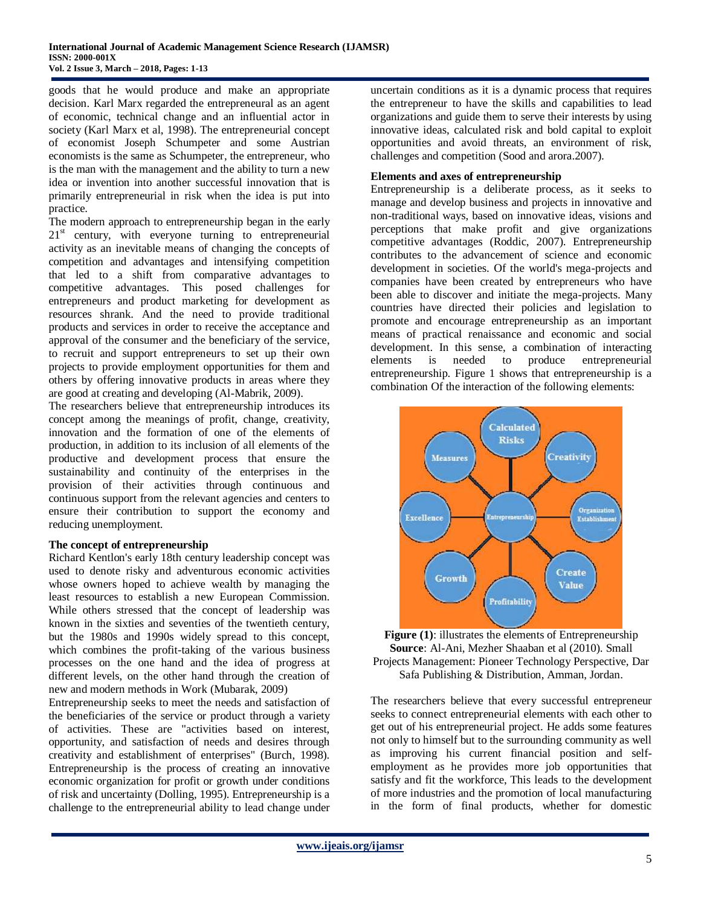goods that he would produce and make an appropriate decision. Karl Marx regarded the entrepreneural as an agent of economic, technical change and an influential actor in society (Karl Marx et al, 1998). The entrepreneurial concept of economist Joseph Schumpeter and some Austrian economists is the same as Schumpeter, the entrepreneur, who is the man with the management and the ability to turn a new idea or invention into another successful innovation that is primarily entrepreneurial in risk when the idea is put into practice.

The modern approach to entrepreneurship began in the early 21st century, with everyone turning to entrepreneurial activity as an inevitable means of changing the concepts of competition and advantages and intensifying competition that led to a shift from comparative advantages to competitive advantages. This posed challenges for entrepreneurs and product marketing for development as resources shrank. And the need to provide traditional products and services in order to receive the acceptance and approval of the consumer and the beneficiary of the service, to recruit and support entrepreneurs to set up their own projects to provide employment opportunities for them and others by offering innovative products in areas where they are good at creating and developing (Al-Mabrik, 2009).

The researchers believe that entrepreneurship introduces its concept among the meanings of profit, change, creativity, innovation and the formation of one of the elements of production, in addition to its inclusion of all elements of the productive and development process that ensure the sustainability and continuity of the enterprises in the provision of their activities through continuous and continuous support from the relevant agencies and centers to ensure their contribution to support the economy and reducing unemployment.

### The concept of entrepreneurship

Richard Kentlon's early 18th century leadership concept was used to denote risky and adventurous economic activities whose owners hoped to achieve wealth by managing the least resources to establish a new European Commission. While others stressed that the concept of leadership was known in the sixties and seventies of the twentieth century, but the 1980s and 1990s widely spread to this concept, which combines the profit-taking of the various business processes on the one hand and the idea of progress at different levels, on the other hand through the creation of new and modern methods in Work (Mubarak, 2009)

Entrepreneurship seeks to meet the needs and satisfaction of the beneficiaries of the service or product through a variety of activities. These are "activities based on interest, opportunity, and satisfaction of needs and desires through creativity and establishment of enterprises" (Burch, 1998). Entrepreneurship is the process of creating an innovative economic organization for profit or growth under conditions of risk and uncertainty (Dolling, 1995). Entrepreneurship is a challenge to the entrepreneurial ability to lead change under uncertain conditions as it is a dynamic process that requires the entrepreneur to have the skills and capabilities to lead organizations and guide them to serve their interests by using innovative ideas, calculated risk and bold capital to exploit opportunities and avoid threats, an environment of risk, challenges and competition (Sood and arora.2007).

### Elements and axes of entrepreneurship

Entrepreneurship is a deliberate process, as it seeks to manage and develop business and projects in innovative and non-traditional ways, based on innovative ideas, visions and perceptions that make profit and give organizations competitive advantages (Roddic, 2007). Entrepreneurship contributes to the advancement of science and economic development in societies. Of the world's mega-projects and companies have been created by entrepreneurs who have been able to discover and initiate the mega-projects. Many countries have directed their policies and legislation to promote and encourage entrepreneurship as an important means of practical renaissance and economic and social development. In this sense, a combination of interacting elements is needed to produce entrepreneurial entrepreneurship. Figure 1 shows that entrepreneurship is a combination Of the interaction of the following elements:

**Figure (1)**: illustrates the elements of Entrepreneurship
**Source**: Al-Ani, Mezher Shaaban et al (2010). Small Projects Management: Pioneer Technology Perspective, Dar Safa Publishing & Distribution, Amman, Jordan.

The researchers believe that every successful entrepreneur seeks to connect entrepreneurial elements with each other to get out of his entrepreneurial project. He adds some features not only to himself but to the surrounding community as well as improving his current financial position and self-employment as he provides more job opportunities that satisfy and fit the workforce, This leads to the development of more industries and the promotion of local manufacturing in the form of final products, whether for domestic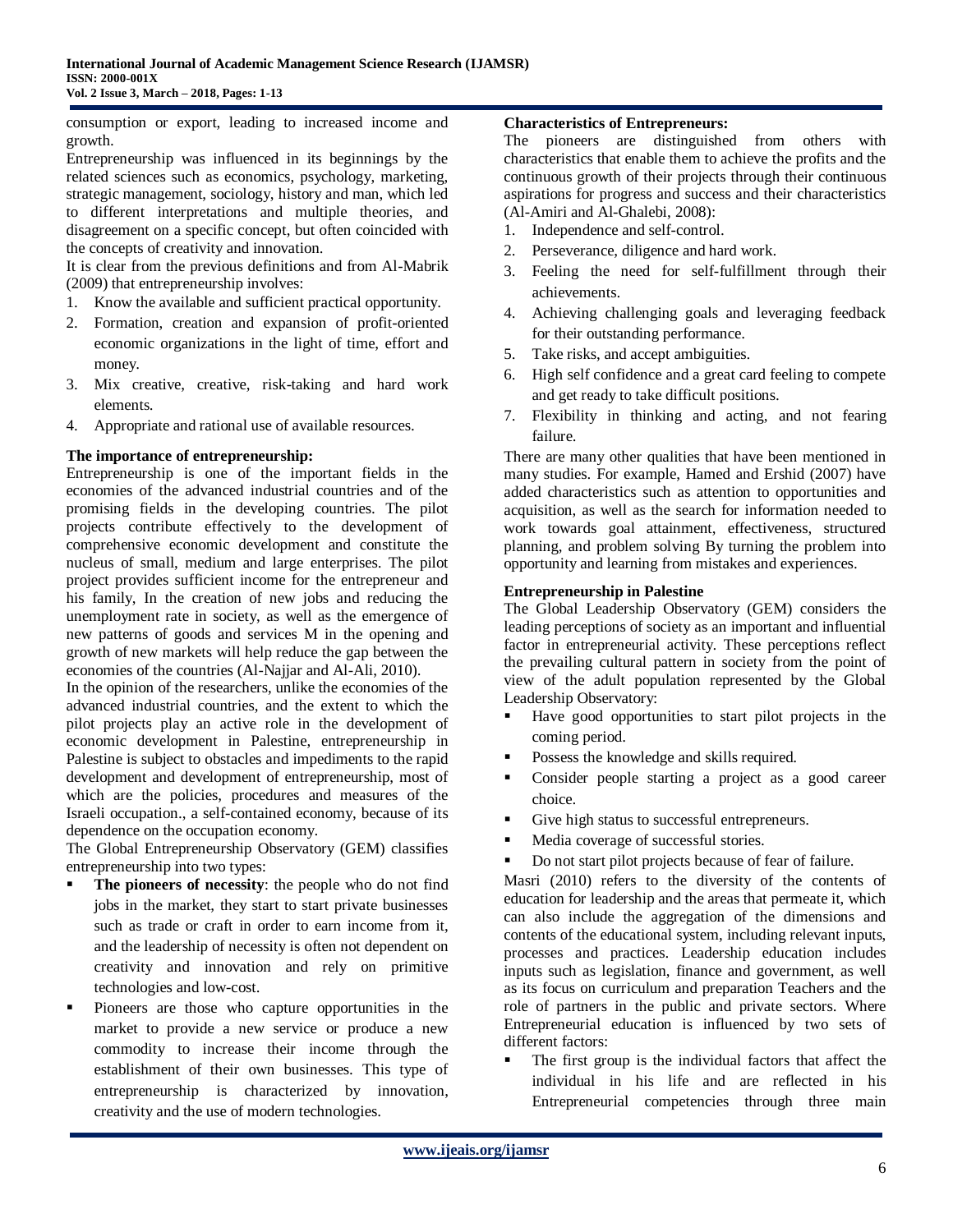consumption or export, leading to increased income and growth.

Entrepreneurship was influenced in its beginnings by the related sciences such as economics, psychology, marketing, strategic management, sociology, history and man, which led to different interpretations and multiple theories, and disagreement on a specific concept, but often coincided with the concepts of creativity and innovation.

It is clear from the previous definitions and from Al-Mabrik (2009) that entrepreneurship involves:

1. Know the available and sufficient practical opportunity.
2. Formation, creation and expansion of profit-oriented economic organizations in the light of time, effort and money.
3. Mix creative, creative, risk-taking and hard work elements.
4. Appropriate and rational use of available resources.

**The importance of entrepreneurship:**

Entrepreneurship is one of the important fields in the economies of the advanced industrial countries and of the promising fields in the developing countries. The pilot projects contribute effectively to the development of comprehensive economic development and constitute the nucleus of small, medium and large enterprises. The pilot project provides sufficient income for the entrepreneur and his family, In the creation of new jobs and reducing the unemployment rate in society, as well as the emergence of new patterns of goods and services M in the opening and growth of new markets will help reduce the gap between the economies of the countries (Al-Najjar and Al-Ali, 2010).

In the opinion of the researchers, unlike the economies of the advanced industrial countries, and the extent to which the pilot projects play an active role in the development of economic development in Palestine, entrepreneurship in Palestine is subject to obstacles and impediments to the rapid development and development of entrepreneurship, most of which are the policies, procedures and measures of the Israeli occupation., a self-contained economy, because of its dependence on the occupation economy.

The Global Entrepreneurship Observatory (GEM) classifies entrepreneurship into two types:

- **The pioneers of necessity**: the people who do not find jobs in the market, they start to start private businesses such as trade or craft in order to earn income from it, and the leadership of necessity is often not dependent on creativity and innovation and rely on primitive technologies and low-cost.
- Pioneers are those who capture opportunities in the market to provide a new service or produce a new commodity to increase their income through the establishment of their own businesses. This type of entrepreneurship is characterized by innovation, creativity and the use of modern technologies.

**Characteristics of Entrepreneurs:**

The pioneers are distinguished from others with characteristics that enable them to achieve the profits and the continuous growth of their projects through their continuous aspirations for progress and success and their characteristics (Al-Amiri and Al-Ghalebi, 2008):

1. Independence and self-control.
2. Perseverance, diligence and hard work.
3. Feeling the need for self-fulfillment through their achievements.
4. Achieving challenging goals and leveraging feedback for their outstanding performance.
5. Take risks, and accept ambiguities.
6. High self confidence and a great card feeling to compete and get ready to take difficult positions.
7. Flexibility in thinking and acting, and not fearing failure.

There are many other qualities that have been mentioned in many studies. For example, Hamed and Ershid (2007) have added characteristics such as attention to opportunities and acquisition, as well as the search for information needed to work towards goal attainment, effectiveness, structured planning, and problem solving By turning the problem into opportunity and learning from mistakes and experiences.

**Entrepreneurship in Palestine**

The Global Leadership Observatory (GEM) considers the leading perceptions of society as an important and influential factor in entrepreneurial activity. These perceptions reflect the prevailing cultural pattern in society from the point of view of the adult population represented by the Global Leadership Observatory:

- Have good opportunities to start pilot projects in the coming period.
- Possess the knowledge and skills required.
- Consider people starting a project as a good career choice.
- Give high status to successful entrepreneurs.
- Media coverage of successful stories.
- Do not start pilot projects because of fear of failure.

Masri (2010) refers to the diversity of the contents of education for leadership and the areas that permeate it, which can also include the aggregation of the dimensions and contents of the educational system, including relevant inputs, processes and practices. Leadership education includes inputs such as legislation, finance and government, as well as its focus on curriculum and preparation Teachers and the role of partners in the public and private sectors. Where Entrepreneurial education is influenced by two sets of different factors:

- The first group is the individual factors that affect the individual in his life and are reflected in his Entrepreneurial competencies through three main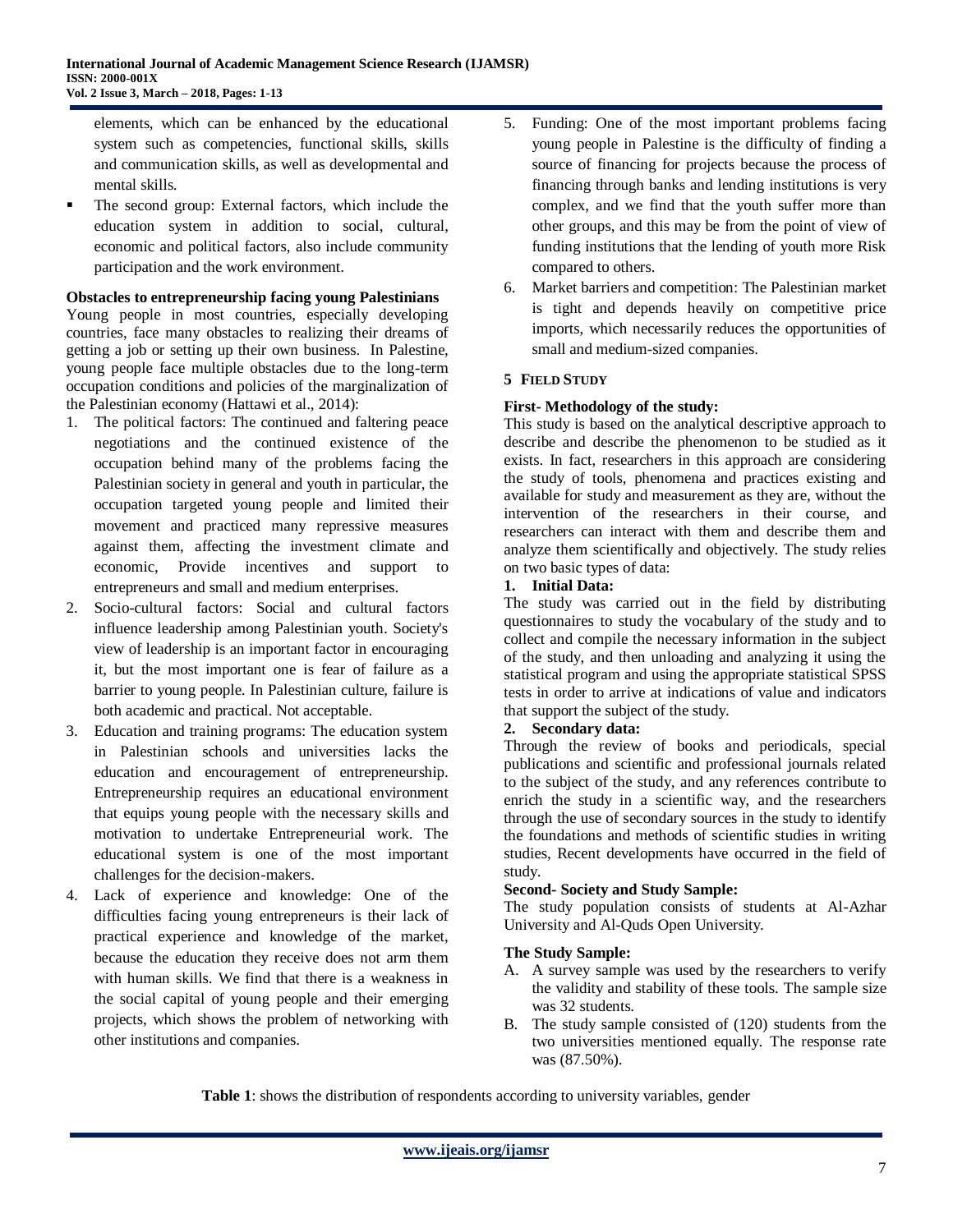elements, which can be enhanced by the educational system such as competencies, functional skills, skills and communication skills, as well as developmental and mental skills.

- The second group: External factors, which include the education system in addition to social, cultural, economic and political factors, also include community participation and the work environment.

**Obstacles to entrepreneurship facing young Palestinians**

Young people in most countries, especially developing countries, face many obstacles to realizing their dreams of getting a job or setting up their own business. In Palestine, young people face multiple obstacles due to the long-term occupation conditions and policies of the marginalization of the Palestinian economy (Hattawi et al., 2014):

1. The political factors: The continued and faltering peace negotiations and the continued existence of the occupation behind many of the problems facing the Palestinian society in general and youth in particular, the occupation targeted young people and limited their movement and practiced many repressive measures against them, affecting the investment climate and economic, Provide incentives and support to entrepreneurs and small and medium enterprises.
2. Socio-cultural factors: Social and cultural factors influence leadership among Palestinian youth. Society's view of leadership is an important factor in encouraging it, but the most important one is fear of failure as a barrier to young people. In Palestinian culture, failure is both academic and practical. Not acceptable.
3. Education and training programs: The education system in Palestinian schools and universities lacks the education and encouragement of entrepreneurship. Entrepreneurship requires an educational environment that equips young people with the necessary skills and motivation to undertake Entrepreneurial work. The educational system is one of the most important challenges for the decision-makers.
4. Lack of experience and knowledge: One of the difficulties facing young entrepreneurs is their lack of practical experience and knowledge of the market, because the education they receive does not arm them with human skills. We find that there is a weakness in the social capital of young people and their emerging projects, which shows the problem of networking with other institutions and companies.
5. Funding: One of the most important problems facing young people in Palestine is the difficulty of finding a source of financing for projects because the process of financing through banks and lending institutions is very complex, and we find that the youth suffer more than other groups, and this may be from the point of view of funding institutions that the lending of youth more Risk compared to others.
6. Market barriers and competition: The Palestinian market is tight and depends heavily on competitive price imports, which necessarily reduces the opportunities of small and medium-sized companies.

## 5 Field Study

**First- Methodology of the study:**

This study is based on the analytical descriptive approach to describe and describe the phenomenon to be studied as it exists. In fact, researchers in this approach are considering the study of tools, phenomena and practices existing and available for study and measurement as they are, without the intervention of the researchers in their course, and researchers can interact with them and describe them and analyze them scientifically and objectively. The study relies on two basic types of data:

**1. Initial Data:**

The study was carried out in the field by distributing questionnaires to study the vocabulary of the study and to collect and compile the necessary information in the subject of the study, and then unloading and analyzing it using the statistical program and using the appropriate statistical SPSS tests in order to arrive at indications of value and indicators that support the subject of the study.

**2. Secondary data:**

Through the review of books and periodicals, special publications and scientific and professional journals related to the subject of the study, and any references contribute to enrich the study in a scientific way, and the researchers through the use of secondary sources in the study to identify the foundations and methods of scientific studies in writing studies, Recent developments have occurred in the field of study.

**Second- Society and Study Sample:**

The study population consists of students at Al-Azhar University and Al-Quds Open University.

**The Study Sample:**

A. A survey sample was used by the researchers to verify the validity and stability of these tools. The sample size was 32 students.
B. The study sample consisted of (120) students from the two universities mentioned equally. The response rate was (87.50%).

**Table 1**: shows the distribution of respondents according to university variables, gender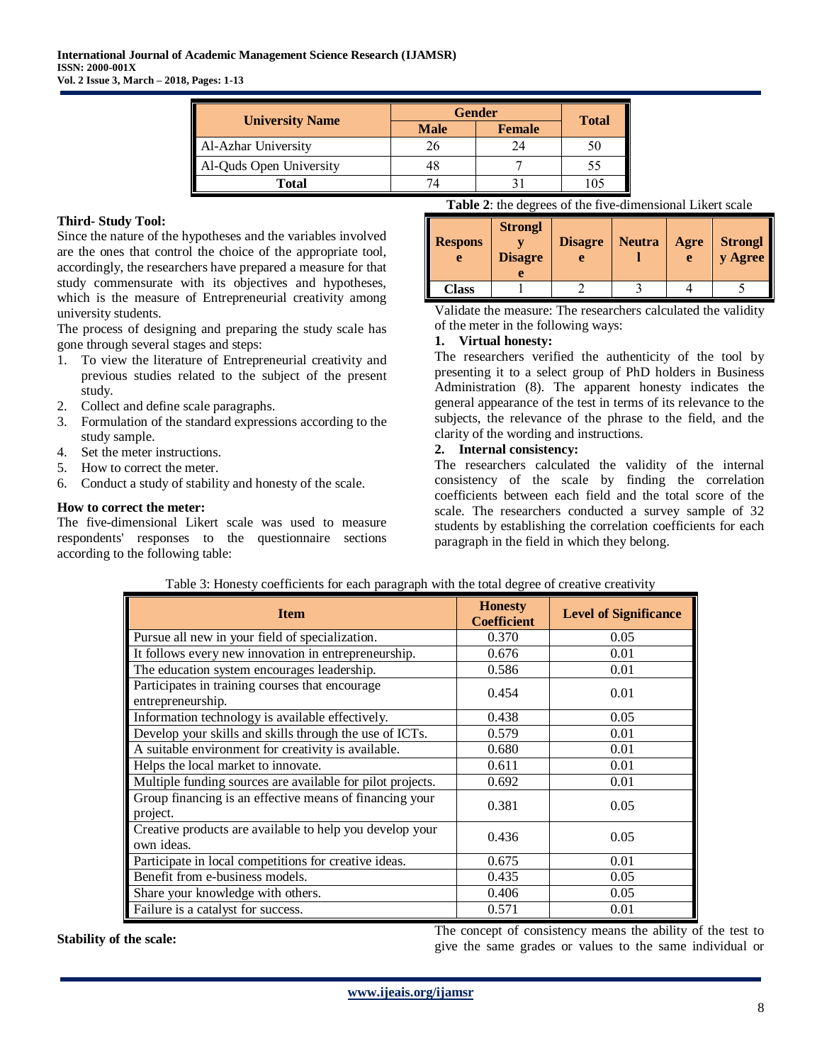| University Name | Gender | | Total |
|---|---|---|---|
| | Male | Female | |
| Al-Azhar University | 26 | 24 | 50 |
| Al-Quds Open University | 48 | 7 | 55 |
| **Total** | 74 | 31 | 105 |

### Third- Study Tool:

Since the nature of the hypotheses and the variables involved are the ones that control the choice of the appropriate tool, accordingly, the researchers have prepared a measure for that study commensurate with its objectives and hypotheses, which is the measure of Entrepreneurial creativity among university students.

The process of designing and preparing the study scale has gone through several stages and steps:

1. To view the literature of Entrepreneurial creativity and previous studies related to the subject of the present study.
2. Collect and define scale paragraphs.
3. Formulation of the standard expressions according to the study sample.
4. Set the meter instructions.
5. How to correct the meter.
6. Conduct a study of stability and honesty of the scale.

**How to correct the meter:**

The five-dimensional Likert scale was used to measure respondents' responses to the questionnaire sections according to the following table:

**Table 2**: the degrees of the five-dimensional Likert scale

| Response | Strongly Disagree | Disagree | Neutral | Agree | Strongly Agree |
|---|---|---|---|---|---|
| **Class** | 1 | 2 | 3 | 4 | 5 |

Validate the measure: The researchers calculated the validity of the meter in the following ways:

1. **Virtual honesty:**

The researchers verified the authenticity of the tool by presenting it to a select group of PhD holders in Business Administration (8). The apparent honesty indicates the general appearance of the test in terms of its relevance to the subjects, the relevance of the phrase to the field, and the clarity of the wording and instructions.

2. **Internal consistency:**

The researchers calculated the validity of the internal consistency of the scale by finding the correlation coefficients between each field and the total score of the scale. The researchers conducted a survey sample of 32 students by establishing the correlation coefficients for each paragraph in the field in which they belong.

Table 3: Honesty coefficients for each paragraph with the total degree of creative creativity

| Item | Honesty Coefficient | Level of Significance |
|---|---|---|
| Pursue all new in your field of specialization. | 0.370 | 0.05 |
| It follows every new innovation in entrepreneurship. | 0.676 | 0.01 |
| The education system encourages leadership. | 0.586 | 0.01 |
| Participates in training courses that encourage entrepreneurship. | 0.454 | 0.01 |
| Information technology is available effectively. | 0.438 | 0.05 |
| Develop your skills and skills through the use of ICTs. | 0.579 | 0.01 |
| A suitable environment for creativity is available. | 0.680 | 0.01 |
| Helps the local market to innovate. | 0.611 | 0.01 |
| Multiple funding sources are available for pilot projects. | 0.692 | 0.01 |
| Group financing is an effective means of financing your project. | 0.381 | 0.05 |
| Creative products are available to help you develop your own ideas. | 0.436 | 0.05 |
| Participate in local competitions for creative ideas. | 0.675 | 0.01 |
| Benefit from e-business models. | 0.435 | 0.05 |
| Share your knowledge with others. | 0.406 | 0.05 |
| Failure is a catalyst for success. | 0.571 | 0.01 |

**Stability of the scale:**

The concept of consistency means the ability of the test to give the same grades or values to the same individual or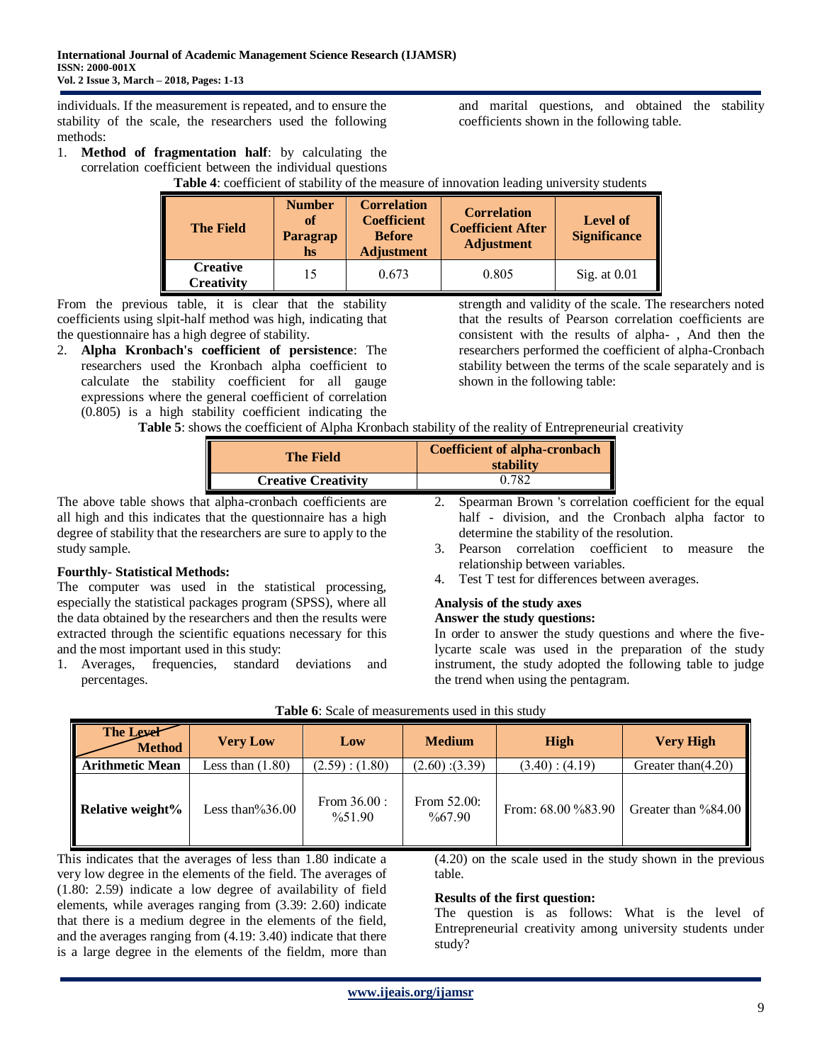individuals. If the measurement is repeated, and to ensure the stability of the scale, the researchers used the following methods:

1. **Method of fragmentation half**: by calculating the correlation coefficient between the individual questions and marital questions, and obtained the stability coefficients shown in the following table.

**Table 4**: coefficient of stability of the measure of innovation leading university students

| The Field | Number of Paragraphs | Correlation Coefficient Before Adjustment | Correlation Coefficient After Adjustment | Level of Significance |
|---|---|---|---|---|
| Creative Creativity | 15 | 0.673 | 0.805 | Sig. at 0.01 |

From the previous table, it is clear that the stability coefficients using slpit-half method was high, indicating that the questionnaire has a high degree of stability.

2. **Alpha Kronbach's coefficient of persistence**: The researchers used the Kronbach alpha coefficient to calculate the stability coefficient for all gauge expressions where the general coefficient of correlation (0.805) is a high stability coefficient indicating the strength and validity of the scale. The researchers noted that the results of Pearson correlation coefficients are consistent with the results of alpha- , And then the researchers performed the coefficient of alpha-Cronbach stability between the terms of the scale separately and is shown in the following table:

**Table 5**: shows the coefficient of Alpha Kronbach stability of the reality of Entrepreneurial creativity

| The Field | Coefficient of alpha-cronbach stability |
|---|---|
| Creative Creativity | 0.782 |

The above table shows that alpha-cronbach coefficients are all high and this indicates that the questionnaire has a high degree of stability that the researchers are sure to apply to the study sample.

**Fourthly- Statistical Methods:**

The computer was used in the statistical processing, especially the statistical packages program (SPSS), where all the data obtained by the researchers and then the results were extracted through the scientific equations necessary for this and the most important used in this study:

1. Averages, frequencies, standard deviations and percentages.
2. Spearman Brown 's correlation coefficient for the equal half - division, and the Cronbach alpha factor to determine the stability of the resolution.
3. Pearson correlation coefficient to measure the relationship between variables.
4. Test T test for differences between averages.

**Analysis of the study axes**

**Answer the study questions:**

In order to answer the study questions and where the five-lycarte scale was used in the preparation of the study instrument, the study adopted the following table to judge the trend when using the pentagram.

**Table 6**: Scale of measurements used in this study

| The Level / Method | Very Low | Low | Medium | High | Very High |
|---|---|---|---|---|---|
| Arithmetic Mean | Less than (1.80) | (2.59) : (1.80) | (2.60) :(3.39) | (3.40) : (4.19) | Greater than(4.20) |
| Relative weight% | Less than%36.00 | From 36.00 : %51.90 | From 52.00: %67.90 | From: 68.00 %83.90 | Greater than %84.00 |

This indicates that the averages of less than 1.80 indicate a very low degree in the elements of the field. The averages of (1.80: 2.59) indicate a low degree of availability of field elements, while averages ranging from (3.39: 2.60) indicate that there is a medium degree in the elements of the field, and the averages ranging from (4.19: 3.40) indicate that there is a large degree in the elements of the fieldm, more than (4.20) on the scale used in the study shown in the previous table.

**Results of the first question:**

The question is as follows: What is the level of Entrepreneurial creativity among university students under study?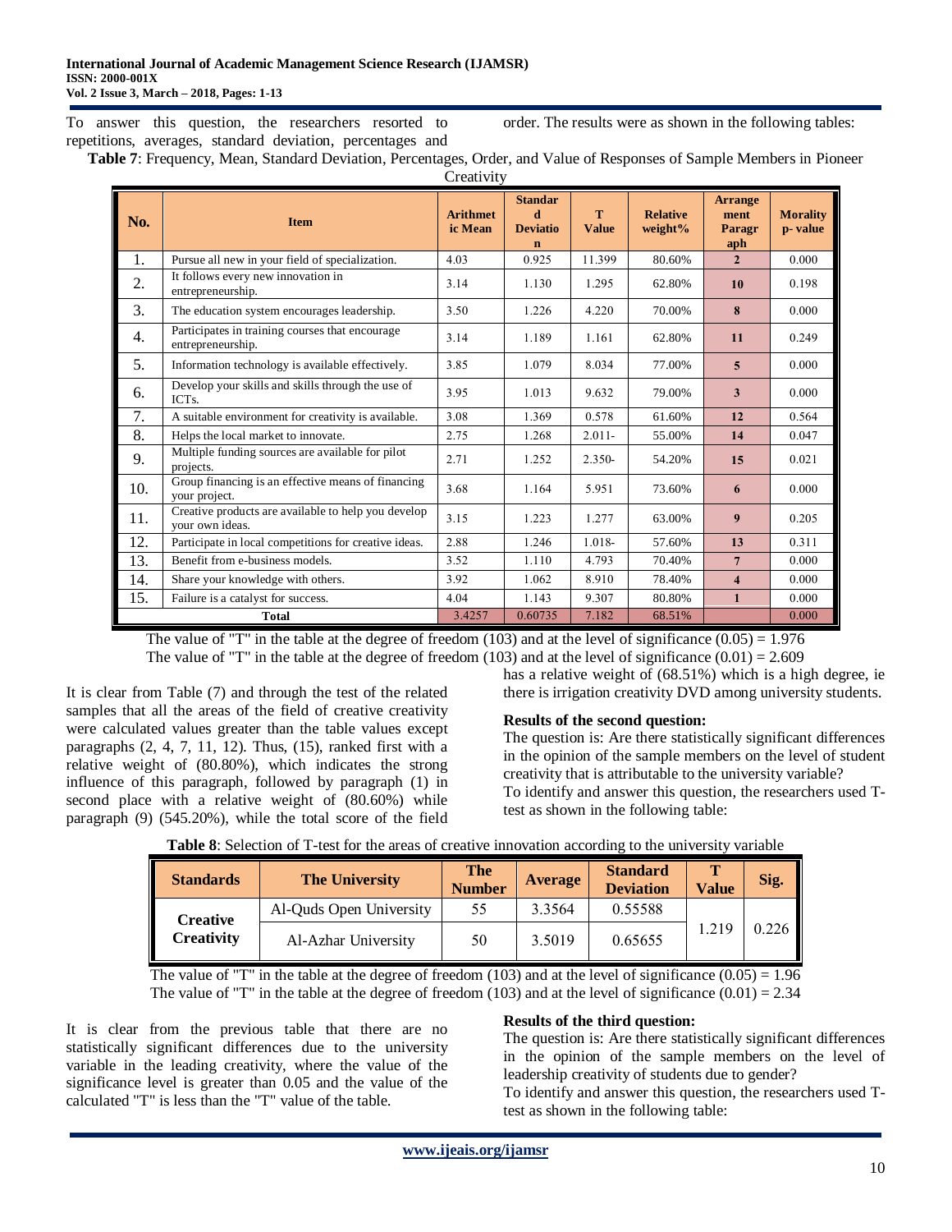To answer this question, the researchers resorted to repetitions, averages, standard deviation, percentages and order. The results were as shown in the following tables:

**Table 7**: Frequency, Mean, Standard Deviation, Percentages, Order, and Value of Responses of Sample Members in Pioneer Creativity

| No. | Item | Arithmetic Mean | Standard Deviation | T Value | Relative weight% | Arrangement Paragraph | Morality p- value |
|---|---|---|---|---|---|---|---|
| 1. | Pursue all new in your field of specialization. | 4.03 | 0.925 | 11.399 | 80.60% | **2** | 0.000 |
| 2. | It follows every new innovation in entrepreneurship. | 3.14 | 1.130 | 1.295 | 62.80% | **10** | 0.198 |
| 3. | The education system encourages leadership. | 3.50 | 1.226 | 4.220 | 70.00% | **8** | 0.000 |
| 4. | Participates in training courses that encourage entrepreneurship. | 3.14 | 1.189 | 1.161 | 62.80% | **11** | 0.249 |
| 5. | Information technology is available effectively. | 3.85 | 1.079 | 8.034 | 77.00% | **5** | 0.000 |
| 6. | Develop your skills and skills through the use of ICTs. | 3.95 | 1.013 | 9.632 | 79.00% | **3** | 0.000 |
| 7. | A suitable environment for creativity is available. | 3.08 | 1.369 | 0.578 | 61.60% | **12** | 0.564 |
| 8. | Helps the local market to innovate. | 2.75 | 1.268 | 2.011- | 55.00% | **14** | 0.047 |
| 9. | Multiple funding sources are available for pilot projects. | 2.71 | 1.252 | 2.350- | 54.20% | **15** | 0.021 |
| 10. | Group financing is an effective means of financing your project. | 3.68 | 1.164 | 5.951 | 73.60% | **6** | 0.000 |
| 11. | Creative products are available to help you develop your own ideas. | 3.15 | 1.223 | 1.277 | 63.00% | **9** | 0.205 |
| 12. | Participate in local competitions for creative ideas. | 2.88 | 1.246 | 1.018- | 57.60% | **13** | 0.311 |
| 13. | Benefit from e-business models. | 3.52 | 1.110 | 4.793 | 70.40% | **7** | 0.000 |
| 14. | Share your knowledge with others. | 3.92 | 1.062 | 8.910 | 78.40% | **4** | 0.000 |
| 15. | Failure is a catalyst for success. | 4.04 | 1.143 | 9.307 | 80.80% | **1** | 0.000 |
| **Total** | | 3.4257 | 0.60735 | 7.182 | 68.51% | | 0.000 |

The value of "T" in the table at the degree of freedom (103) and at the level of significance (0.05) = 1.976
The value of "T" in the table at the degree of freedom (103) and at the level of significance (0.01) = 2.609

It is clear from Table (7) and through the test of the related samples that all the areas of the field of creative creativity were calculated values greater than the table values except paragraphs (2, 4, 7, 11, 12). Thus, (15), ranked first with a relative weight of (80.80%), which indicates the strong influence of this paragraph, followed by paragraph (1) in second place with a relative weight of (80.60%) while paragraph (9) (545.20%), while the total score of the field has a relative weight of (68.51%) which is a high degree, ie there is irrigation creativity DVD among university students.

**Results of the second question:**

The question is: Are there statistically significant differences in the opinion of the sample members on the level of student creativity that is attributable to the university variable?

To identify and answer this question, the researchers used T-test as shown in the following table:

**Table 8**: Selection of T-test for the areas of creative innovation according to the university variable

| Standards | The University | The Number | Average | Standard Deviation | T Value | Sig. |
|---|---|---|---|---|---|---|
| Creative Creativity | Al-Quds Open University | 55 | 3.3564 | 0.55588 | 1.219 | 0.226 |
| | Al-Azhar University | 50 | 3.5019 | 0.65655 | | |

The value of "T" in the table at the degree of freedom (103) and at the level of significance (0.05) = 1.96
The value of "T" in the table at the degree of freedom (103) and at the level of significance (0.01) = 2.34

It is clear from the previous table that there are no statistically significant differences due to the university variable in the leading creativity, where the value of the significance level is greater than 0.05 and the value of the calculated "T" is less than the "T" value of the table.

**Results of the third question:**

The question is: Are there statistically significant differences in the opinion of the sample members on the level of leadership creativity of students due to gender?

To identify and answer this question, the researchers used T-test as shown in the following table: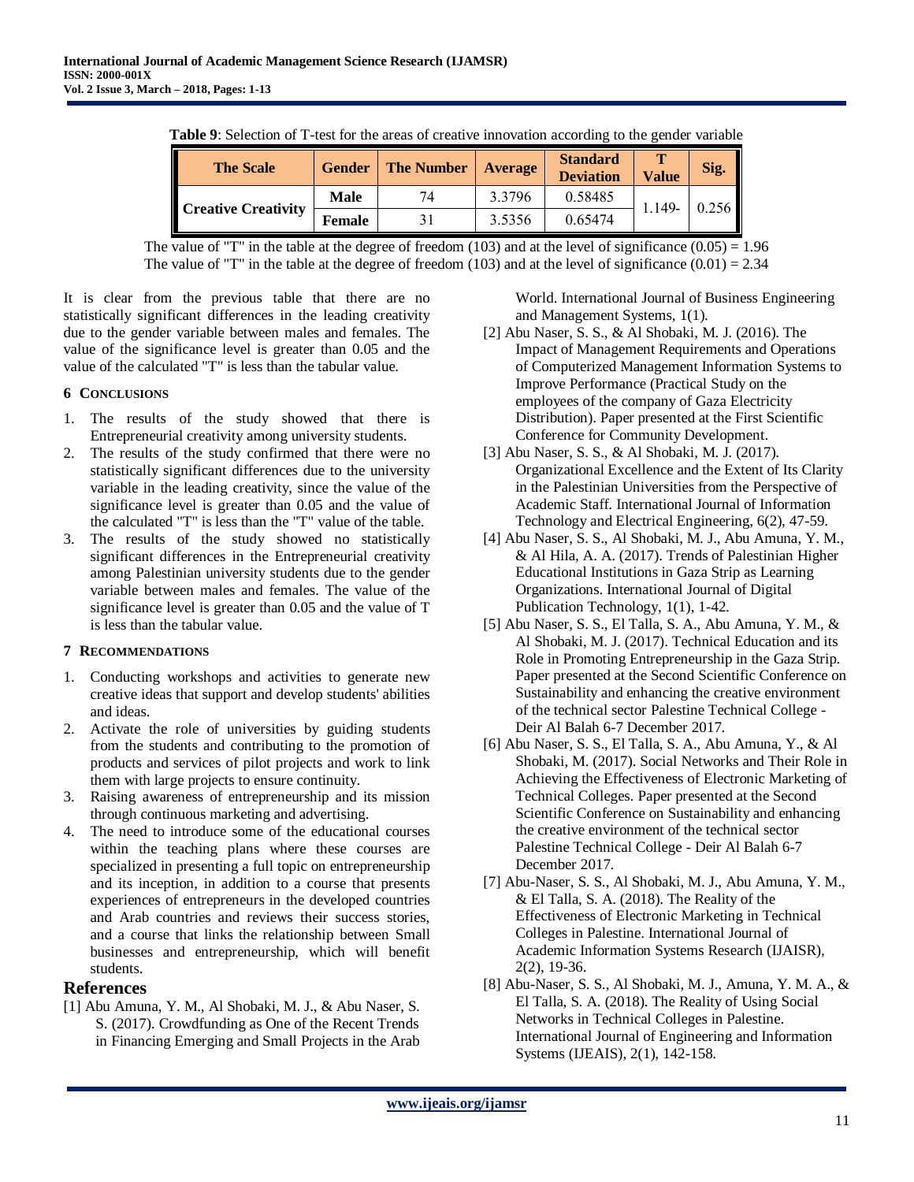**Table 9**: Selection of T-test for the areas of creative innovation according to the gender variable

| The Scale | Gender | The Number | Average | Standard Deviation | T Value | Sig. |
|---|---|---|---|---|---|---|
| Creative Creativity | Male | 74 | 3.3796 | 0.58485 | 1.149- | 0.256 |
| | Female | 31 | 3.5356 | 0.65474 | | |

The value of "T" in the table at the degree of freedom (103) and at the level of significance (0.05) = 1.96
The value of "T" in the table at the degree of freedom (103) and at the level of significance (0.01) = 2.34

It is clear from the previous table that there are no statistically significant differences in the leading creativity due to the gender variable between males and females. The value of the significance level is greater than 0.05 and the value of the calculated "T" is less than the tabular value.

### 6 Conclusions

1. The results of the study showed that there is Entrepreneurial creativity among university students.
2. The results of the study confirmed that there were no statistically significant differences due to the university variable in the leading creativity, since the value of the significance level is greater than 0.05 and the value of the calculated "T" is less than the "T" value of the table.
3. The results of the study showed no statistically significant differences in the Entrepreneurial creativity among Palestinian university students due to the gender variable between males and females. The value of the significance level is greater than 0.05 and the value of T is less than the tabular value.

### 7 Recommendations

1. Conducting workshops and activities to generate new creative ideas that support and develop students' abilities and ideas.
2. Activate the role of universities by guiding students from the students and contributing to the promotion of products and services of pilot projects and work to link them with large projects to ensure continuity.
3. Raising awareness of entrepreneurship and its mission through continuous marketing and advertising.
4. The need to introduce some of the educational courses within the teaching plans where these courses are specialized in presenting a full topic on entrepreneurship and its inception, in addition to a course that presents experiences of entrepreneurs in the developed countries and Arab countries and reviews their success stories, and a course that links the relationship between Small businesses and entrepreneurship, which will benefit students.

## References

[1] Abu Amuna, Y. M., Al Shobaki, M. J., & Abu Naser, S. S. (2017). Crowdfunding as One of the Recent Trends in Financing Emerging and Small Projects in the Arab World. International Journal of Business Engineering and Management Systems, 1(1).

[2] Abu Naser, S. S., & Al Shobaki, M. J. (2016). The Impact of Management Requirements and Operations of Computerized Management Information Systems to Improve Performance (Practical Study on the employees of the company of Gaza Electricity Distribution). Paper presented at the First Scientific Conference for Community Development.

[3] Abu Naser, S. S., & Al Shobaki, M. J. (2017). Organizational Excellence and the Extent of Its Clarity in the Palestinian Universities from the Perspective of Academic Staff. International Journal of Information Technology and Electrical Engineering, 6(2), 47-59.

[4] Abu Naser, S. S., Al Shobaki, M. J., Abu Amuna, Y. M., & Al Hila, A. A. (2017). Trends of Palestinian Higher Educational Institutions in Gaza Strip as Learning Organizations. International Journal of Digital Publication Technology, 1(1), 1-42.

[5] Abu Naser, S. S., El Talla, S. A., Abu Amuna, Y. M., & Al Shobaki, M. J. (2017). Technical Education and its Role in Promoting Entrepreneurship in the Gaza Strip. Paper presented at the Second Scientific Conference on Sustainability and enhancing the creative environment of the technical sector Palestine Technical College - Deir Al Balah 6-7 December 2017.

[6] Abu Naser, S. S., El Talla, S. A., Abu Amuna, Y., & Al Shobaki, M. (2017). Social Networks and Their Role in Achieving the Effectiveness of Electronic Marketing of Technical Colleges. Paper presented at the Second Scientific Conference on Sustainability and enhancing the creative environment of the technical sector Palestine Technical College - Deir Al Balah 6-7 December 2017.

[7] Abu-Naser, S. S., Al Shobaki, M. J., Abu Amuna, Y. M., & El Talla, S. A. (2018). The Reality of the Effectiveness of Electronic Marketing in Technical Colleges in Palestine. International Journal of Academic Information Systems Research (IJAISR), 2(2), 19-36.

[8] Abu-Naser, S. S., Al Shobaki, M. J., Amuna, Y. M. A., & El Talla, S. A. (2018). The Reality of Using Social Networks in Technical Colleges in Palestine. International Journal of Engineering and Information Systems (IJEAIS), 2(1), 142-158.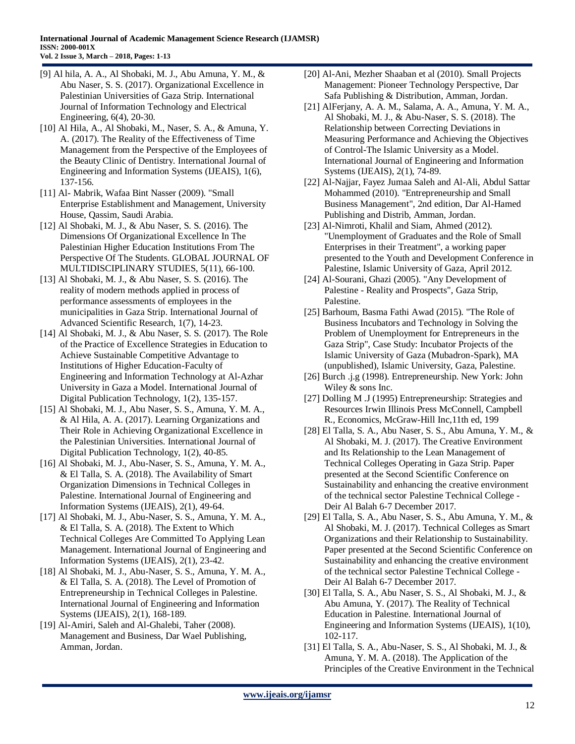[9] Al hila, A. A., Al Shobaki, M. J., Abu Amuna, Y. M., & Abu Naser, S. S. (2017). Organizational Excellence in Palestinian Universities of Gaza Strip. International Journal of Information Technology and Electrical Engineering, 6(4), 20-30.

[10] Al Hila, A., Al Shobaki, M., Naser, S. A., & Amuna, Y. A. (2017). The Reality of the Effectiveness of Time Management from the Perspective of the Employees of the Beauty Clinic of Dentistry. International Journal of Engineering and Information Systems (IJEAIS), 1(6), 137-156.

[11] Al- Mabrik, Wafaa Bint Nasser (2009). "Small Enterprise Establishment and Management, University House, Qassim, Saudi Arabia.

[12] Al Shobaki, M. J., & Abu Naser, S. S. (2016). The Dimensions Of Organizational Excellence In The Palestinian Higher Education Institutions From The Perspective Of The Students. GLOBAL JOURNAL OF MULTIDISCIPLINARY STUDIES, 5(11), 66-100.

[13] Al Shobaki, M. J., & Abu Naser, S. S. (2016). The reality of modern methods applied in process of performance assessments of employees in the municipalities in Gaza Strip. International Journal of Advanced Scientific Research, 1(7), 14-23.

[14] Al Shobaki, M. J., & Abu Naser, S. S. (2017). The Role of the Practice of Excellence Strategies in Education to Achieve Sustainable Competitive Advantage to Institutions of Higher Education-Faculty of Engineering and Information Technology at Al-Azhar University in Gaza a Model. International Journal of Digital Publication Technology, 1(2), 135-157.

[15] Al Shobaki, M. J., Abu Naser, S. S., Amuna, Y. M. A., & Al Hila, A. A. (2017). Learning Organizations and Their Role in Achieving Organizational Excellence in the Palestinian Universities. International Journal of Digital Publication Technology, 1(2), 40-85.

[16] Al Shobaki, M. J., Abu-Naser, S. S., Amuna, Y. M. A., & El Talla, S. A. (2018). The Availability of Smart Organization Dimensions in Technical Colleges in Palestine. International Journal of Engineering and Information Systems (IJEAIS), 2(1), 49-64.

[17] Al Shobaki, M. J., Abu-Naser, S. S., Amuna, Y. M. A., & El Talla, S. A. (2018). The Extent to Which Technical Colleges Are Committed To Applying Lean Management. International Journal of Engineering and Information Systems (IJEAIS), 2(1), 23-42.

[18] Al Shobaki, M. J., Abu-Naser, S. S., Amuna, Y. M. A., & El Talla, S. A. (2018). The Level of Promotion of Entrepreneurship in Technical Colleges in Palestine. International Journal of Engineering and Information Systems (IJEAIS), 2(1), 168-189.

[19] Al-Amiri, Saleh and Al-Ghalebi, Taher (2008). Management and Business, Dar Wael Publishing, Amman, Jordan.

[20] Al-Ani, Mezher Shaaban et al (2010). Small Projects Management: Pioneer Technology Perspective, Dar Safa Publishing & Distribution, Amman, Jordan.

[21] AlFerjany, A. A. M., Salama, A. A., Amuna, Y. M. A., Al Shobaki, M. J., & Abu-Naser, S. S. (2018). The Relationship between Correcting Deviations in Measuring Performance and Achieving the Objectives of Control-The Islamic University as a Model. International Journal of Engineering and Information Systems (IJEAIS), 2(1), 74-89.

[22] Al-Najjar, Fayez Jumaa Saleh and Al-Ali, Abdul Sattar Mohammed (2010). "Entrepreneurship and Small Business Management", 2nd edition, Dar Al-Hamed Publishing and Distrib, Amman, Jordan.

[23] Al-Nimroti, Khalil and Siam, Ahmed (2012). "Unemployment of Graduates and the Role of Small Enterprises in their Treatment", a working paper presented to the Youth and Development Conference in Palestine, Islamic University of Gaza, April 2012.

[24] Al-Sourani, Ghazi (2005). "Any Development of Palestine - Reality and Prospects", Gaza Strip, Palestine.

[25] Barhoum, Basma Fathi Awad (2015). "The Role of Business Incubators and Technology in Solving the Problem of Unemployment for Entrepreneurs in the Gaza Strip", Case Study: Incubator Projects of the Islamic University of Gaza (Mubadron-Spark), MA (unpublished), Islamic University, Gaza, Palestine.

[26] Burch .j.g (1998). Entrepreneurship. New York: John Wiley & sons Inc.

[27] Dolling M .J (1995) Entrepreneurship: Strategies and Resources Irwin Illinois Press McConnell, Campbell R., Economics, McGraw-Hill Inc,11th ed, 199

[28] El Talla, S. A., Abu Naser, S. S., Abu Amuna, Y. M., & Al Shobaki, M. J. (2017). The Creative Environment and Its Relationship to the Lean Management of Technical Colleges Operating in Gaza Strip. Paper presented at the Second Scientific Conference on Sustainability and enhancing the creative environment of the technical sector Palestine Technical College - Deir Al Balah 6-7 December 2017.

[29] El Talla, S. A., Abu Naser, S. S., Abu Amuna, Y. M., & Al Shobaki, M. J. (2017). Technical Colleges as Smart Organizations and their Relationship to Sustainability. Paper presented at the Second Scientific Conference on Sustainability and enhancing the creative environment of the technical sector Palestine Technical College - Deir Al Balah 6-7 December 2017.

[30] El Talla, S. A., Abu Naser, S. S., Al Shobaki, M. J., & Abu Amuna, Y. (2017). The Reality of Technical Education in Palestine. International Journal of Engineering and Information Systems (IJEAIS), 1(10), 102-117.

[31] El Talla, S. A., Abu-Naser, S. S., Al Shobaki, M. J., & Amuna, Y. M. A. (2018). The Application of the Principles of the Creative Environment in the Technical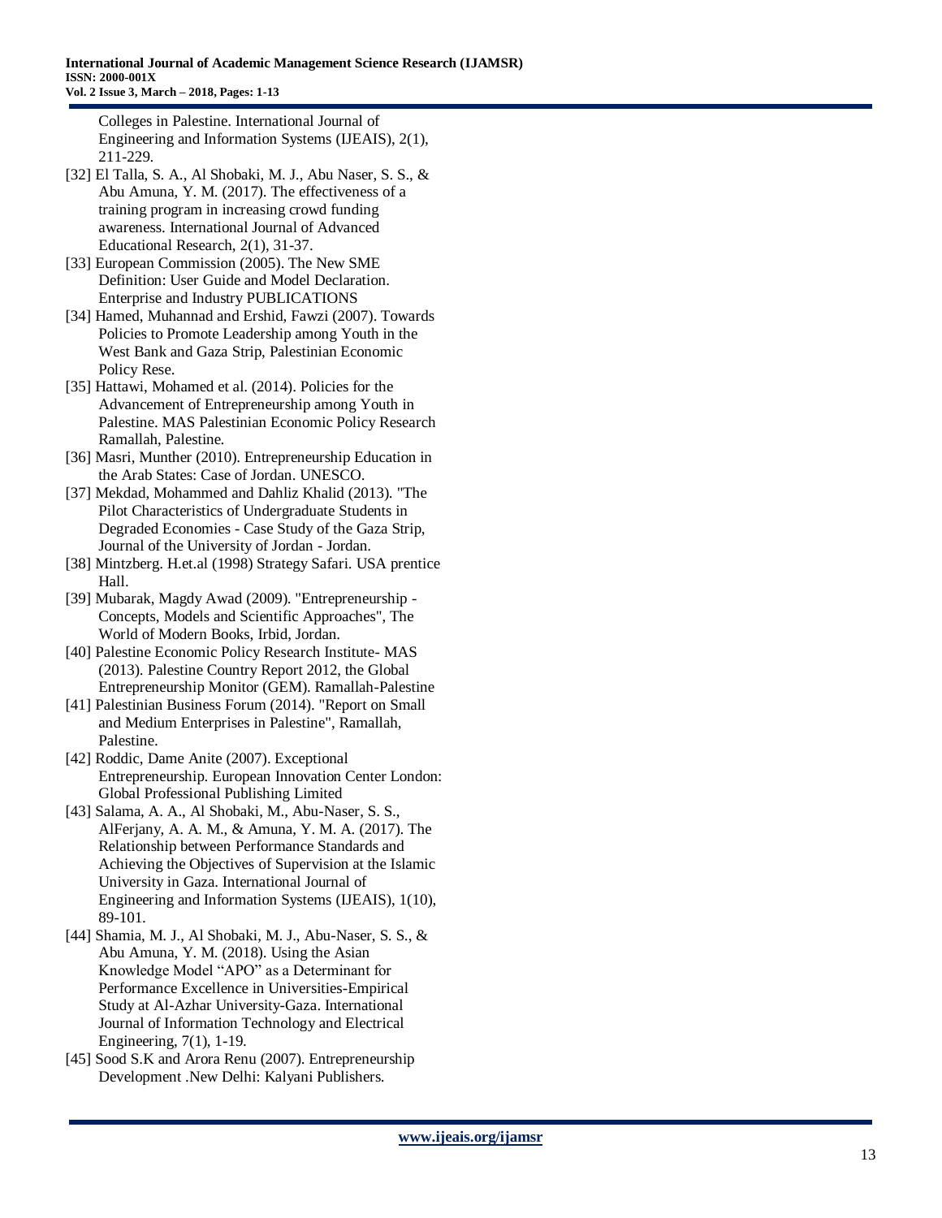Colleges in Palestine. International Journal of Engineering and Information Systems (IJEAIS), 2(1), 211-229.

[32] El Talla, S. A., Al Shobaki, M. J., Abu Naser, S. S., & Abu Amuna, Y. M. (2017). The effectiveness of a training program in increasing crowd funding awareness. International Journal of Advanced Educational Research, 2(1), 31-37.

[33] European Commission (2005). The New SME Definition: User Guide and Model Declaration. Enterprise and Industry PUBLICATIONS

[34] Hamed, Muhannad and Ershid, Fawzi (2007). Towards Policies to Promote Leadership among Youth in the West Bank and Gaza Strip, Palestinian Economic Policy Rese.

[35] Hattawi, Mohamed et al. (2014). Policies for the Advancement of Entrepreneurship among Youth in Palestine. MAS Palestinian Economic Policy Research Ramallah, Palestine.

[36] Masri, Munther (2010). Entrepreneurship Education in the Arab States: Case of Jordan. UNESCO.

[37] Mekdad, Mohammed and Dahliz Khalid (2013). "The Pilot Characteristics of Undergraduate Students in Degraded Economies - Case Study of the Gaza Strip, Journal of the University of Jordan - Jordan.

[38] Mintzberg. H.et.al (1998) Strategy Safari. USA prentice Hall.

[39] Mubarak, Magdy Awad (2009). "Entrepreneurship - Concepts, Models and Scientific Approaches", The World of Modern Books, Irbid, Jordan.

[40] Palestine Economic Policy Research Institute- MAS (2013). Palestine Country Report 2012, the Global Entrepreneurship Monitor (GEM). Ramallah-Palestine

[41] Palestinian Business Forum (2014). "Report on Small and Medium Enterprises in Palestine", Ramallah, Palestine.

[42] Roddic, Dame Anite (2007). Exceptional Entrepreneurship. European Innovation Center London: Global Professional Publishing Limited

[43] Salama, A. A., Al Shobaki, M., Abu-Naser, S. S., AlFerjany, A. A. M., & Amuna, Y. M. A. (2017). The Relationship between Performance Standards and Achieving the Objectives of Supervision at the Islamic University in Gaza. International Journal of Engineering and Information Systems (IJEAIS), 1(10), 89-101.

[44] Shamia, M. J., Al Shobaki, M. J., Abu-Naser, S. S., & Abu Amuna, Y. M. (2018). Using the Asian Knowledge Model "APO" as a Determinant for Performance Excellence in Universities-Empirical Study at Al-Azhar University-Gaza. International Journal of Information Technology and Electrical Engineering, 7(1), 1-19.

[45] Sood S.K and Arora Renu (2007). Entrepreneurship Development .New Delhi: Kalyani Publishers.